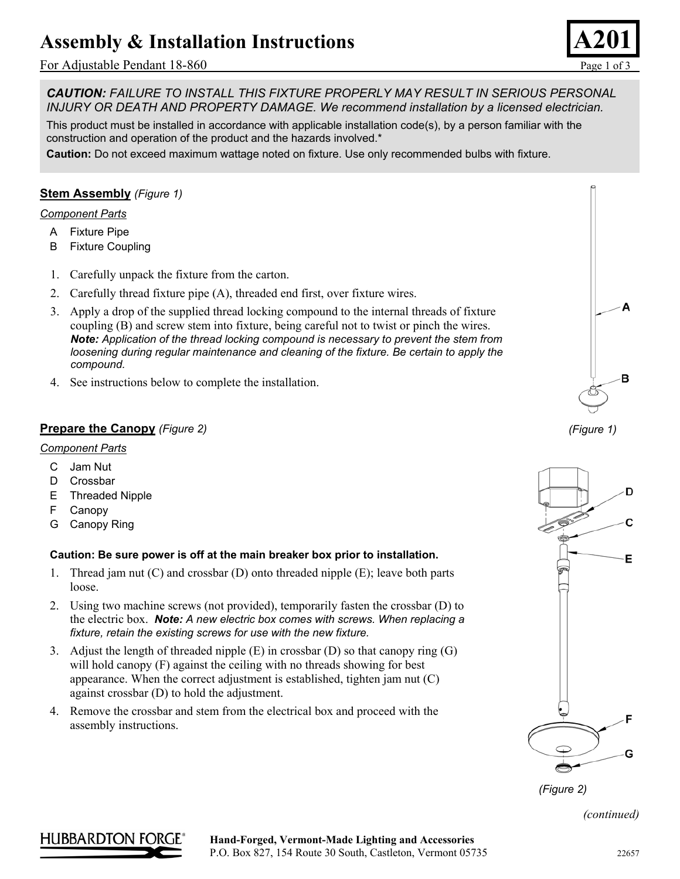# Assembly & Installation Instructions

**A201**

For Adjustable Pendant 18-860

***CAUTION:*** *FAILURE TO INSTALL THIS FIXTURE PROPERLY MAY RESULT IN SERIOUS PERSONAL INJURY OR DEATH AND PROPERTY DAMAGE. We recommend installation by a licensed electrician.*

This product must be installed in accordance with applicable installation code(s), by a person familiar with the construction and operation of the product and the hazards involved.*

**Caution:** Do not exceed maximum wattage noted on fixture. Use only recommended bulbs with fixture.

## Stem Assembly *(Figure 1)*

*Component Parts*

- A Fixture Pipe
- B Fixture Coupling

1. Carefully unpack the fixture from the carton.
2. Carefully thread fixture pipe (A), threaded end first, over fixture wires.
3. Apply a drop of the supplied thread locking compound to the internal threads of fixture coupling (B) and screw stem into fixture, being careful not to twist or pinch the wires.
   ***Note:*** *Application of the thread locking compound is necessary to prevent the stem from loosening during regular maintenance and cleaning of the fixture. Be certain to apply the compound.*
4. See instructions below to complete the installation.

A

B

*(Figure 1)*

## Prepare the Canopy *(Figure 2)*

*Component Parts*

- C Jam Nut
- D Crossbar
- E Threaded Nipple
- F Canopy
- G Canopy Ring

**Caution: Be sure power is off at the main breaker box prior to installation.**

1. Thread jam nut (C) and crossbar (D) onto threaded nipple (E); leave both parts loose.
2. Using two machine screws (not provided), temporarily fasten the crossbar (D) to the electric box. ***Note:*** *A new electric box comes with screws. When replacing a fixture, retain the existing screws for use with the new fixture.*
3. Adjust the length of threaded nipple (E) in crossbar (D) so that canopy ring (G) will hold canopy (F) against the ceiling with no threads showing for best appearance. When the correct adjustment is established, tighten jam nut (C) against crossbar (D) to hold the adjustment.
4. Remove the crossbar and stem from the electrical box and proceed with the assembly instructions.

D

C

E

F

G

*(Figure 2)*

*(continued)*

HUBBARDTON FORGE®

**Hand-Forged, Vermont-Made Lighting and Accessories**
P.O. Box 827, 154 Route 30 South, Castleton, Vermont 05735

22657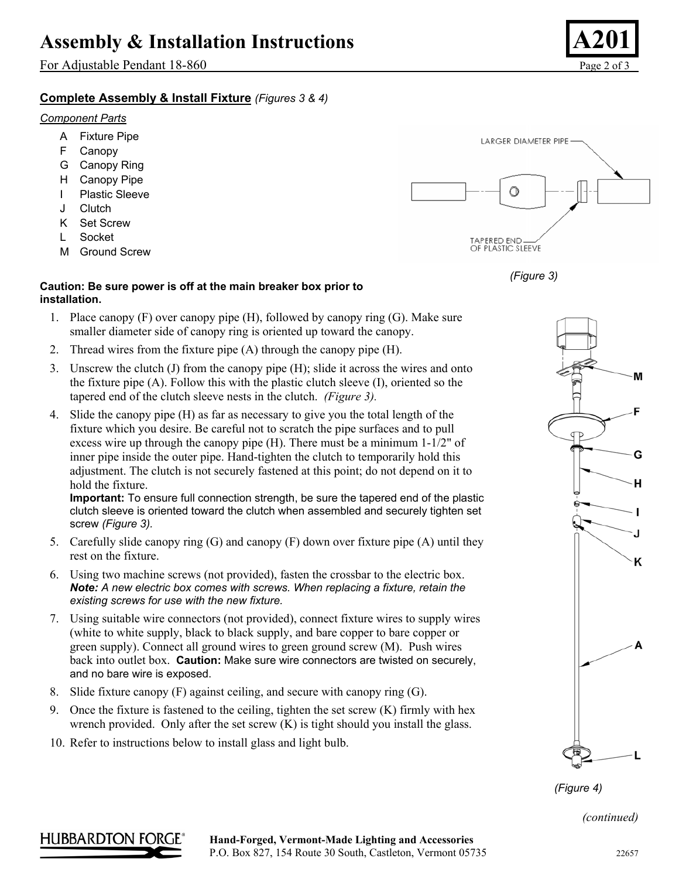# Assembly & Installation Instructions

For Adjustable Pendant 18-860

**A201**

## Complete Assembly & Install Fixture *(Figures 3 & 4)*

*Component Parts*

- A Fixture Pipe
- F Canopy
- G Canopy Ring
- H Canopy Pipe
- I Plastic Sleeve
- J Clutch
- K Set Screw
- L Socket
- M Ground Screw

LARGER DIAMETER PIPE

TAPERED END OF PLASTIC SLEEVE

*(Figure 3)*

**Caution: Be sure power is off at the main breaker box prior to installation.**

1. Place canopy (F) over canopy pipe (H), followed by canopy ring (G). Make sure smaller diameter side of canopy ring is oriented up toward the canopy.
2. Thread wires from the fixture pipe (A) through the canopy pipe (H).
3. Unscrew the clutch (J) from the canopy pipe (H); slide it across the wires and onto the fixture pipe (A). Follow this with the plastic clutch sleeve (I), oriented so the tapered end of the clutch sleeve nests in the clutch. *(Figure 3).*
4. Slide the canopy pipe (H) as far as necessary to give you the total length of the fixture which you desire. Be careful not to scratch the pipe surfaces and to pull excess wire up through the canopy pipe (H). There must be a minimum 1-1/2" of inner pipe inside the outer pipe. Hand-tighten the clutch to temporarily hold this adjustment. The clutch is not securely fastened at this point; do not depend on it to hold the fixture.
   **Important:** To ensure full connection strength, be sure the tapered end of the plastic clutch sleeve is oriented toward the clutch when assembled and securely tighten set screw *(Figure 3).*
5. Carefully slide canopy ring (G) and canopy (F) down over fixture pipe (A) until they rest on the fixture.
6. Using two machine screws (not provided), fasten the crossbar to the electric box. ***Note:*** *A new electric box comes with screws. When replacing a fixture, retain the existing screws for use with the new fixture.*
7. Using suitable wire connectors (not provided), connect fixture wires to supply wires (white to white supply, black to black supply, and bare copper to bare copper or green supply). Connect all ground wires to green ground screw (M). Push wires back into outlet box. **Caution:** Make sure wire connectors are twisted on securely, and no bare wire is exposed.
8. Slide fixture canopy (F) against ceiling, and secure with canopy ring (G).
9. Once the fixture is fastened to the ceiling, tighten the set screw (K) firmly with hex wrench provided. Only after the set screw (K) is tight should you install the glass.
10. Refer to instructions below to install glass and light bulb.

M F G H I J K A L

*(Figure 4)*

*(continued)*

HUBBARDTON FORGE®

**Hand-Forged, Vermont-Made Lighting and Accessories**
P.O. Box 827, 154 Route 30 South, Castleton, Vermont 05735

22657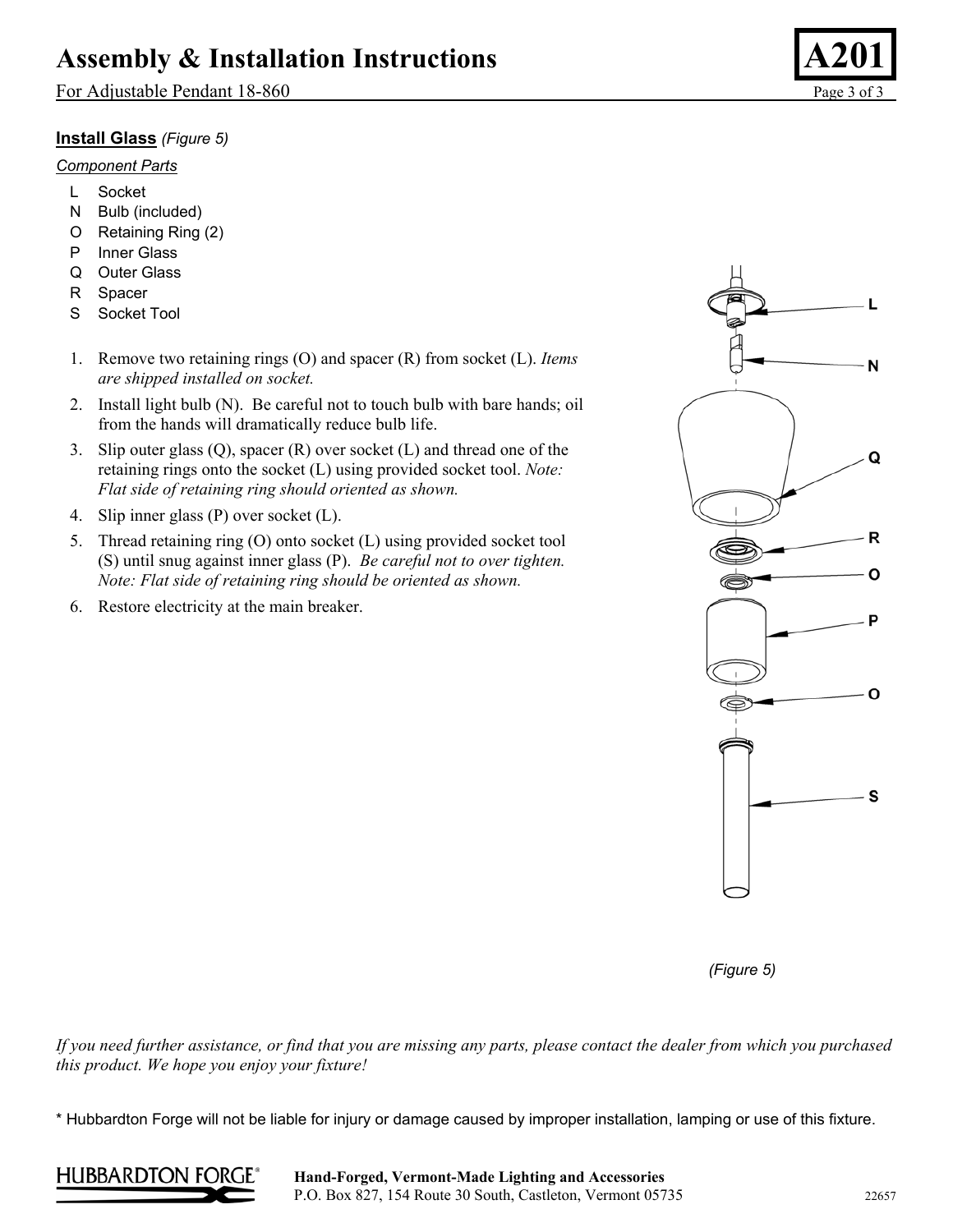# Assembly & Installation Instructions

For Adjustable Pendant 18-860

**A201**

## Install Glass *(Figure 5)*

*Component Parts*

- L Socket
- N Bulb (included)
- O Retaining Ring (2)
- P Inner Glass
- Q Outer Glass
- R Spacer
- S Socket Tool

1. Remove two retaining rings (O) and spacer (R) from socket (L). *Items are shipped installed on socket.*
2. Install light bulb (N). Be careful not to touch bulb with bare hands; oil from the hands will dramatically reduce bulb life.
3. Slip outer glass (Q), spacer (R) over socket (L) and thread one of the retaining rings onto the socket (L) using provided socket tool. *Note: Flat side of retaining ring should oriented as shown.*
4. Slip inner glass (P) over socket (L).
5. Thread retaining ring (O) onto socket (L) using provided socket tool (S) until snug against inner glass (P). *Be careful not to over tighten. Note: Flat side of retaining ring should be oriented as shown.*
6. Restore electricity at the main breaker.

L
N
Q
R
O
P
O
S

*(Figure 5)*

*If you need further assistance, or find that you are missing any parts, please contact the dealer from which you purchased this product. We hope you enjoy your fixture!*

\* Hubbardton Forge will not be liable for injury or damage caused by improper installation, lamping or use of this fixture.

HUBBARDTON FORGE®

**Hand-Forged, Vermont-Made Lighting and Accessories**
P.O. Box 827, 154 Route 30 South, Castleton, Vermont 05735

22657